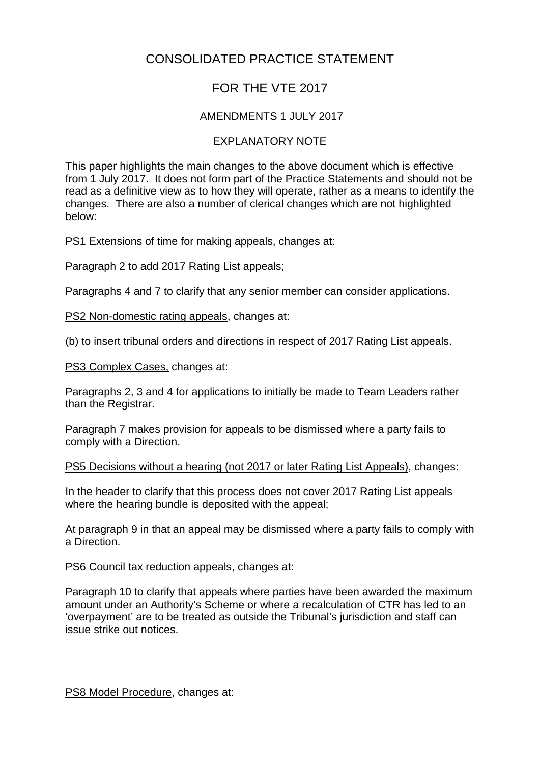# CONSOLIDATED PRACTICE STATEMENT

# FOR THE VTE 2017

## AMENDMENTS 1 JULY 2017

## EXPLANATORY NOTE

This paper highlights the main changes to the above document which is effective from 1 July 2017. It does not form part of the Practice Statements and should not be read as a definitive view as to how they will operate, rather as a means to identify the changes. There are also a number of clerical changes which are not highlighted below:

PS1 Extensions of time for making appeals, changes at:

Paragraph 2 to add 2017 Rating List appeals;

Paragraphs 4 and 7 to clarify that any senior member can consider applications.

PS2 Non-domestic rating appeals, changes at:

(b) to insert tribunal orders and directions in respect of 2017 Rating List appeals.

PS3 Complex Cases, changes at:

Paragraphs 2, 3 and 4 for applications to initially be made to Team Leaders rather than the Registrar.

Paragraph 7 makes provision for appeals to be dismissed where a party fails to comply with a Direction.

PS5 Decisions without a hearing (not 2017 or later Rating List Appeals), changes:

In the header to clarify that this process does not cover 2017 Rating List appeals where the hearing bundle is deposited with the appeal;

At paragraph 9 in that an appeal may be dismissed where a party fails to comply with a Direction.

PS6 Council tax reduction appeals, changes at:

Paragraph 10 to clarify that appeals where parties have been awarded the maximum amount under an Authority's Scheme or where a recalculation of CTR has led to an 'overpayment' are to be treated as outside the Tribunal's jurisdiction and staff can issue strike out notices.

PS8 Model Procedure, changes at: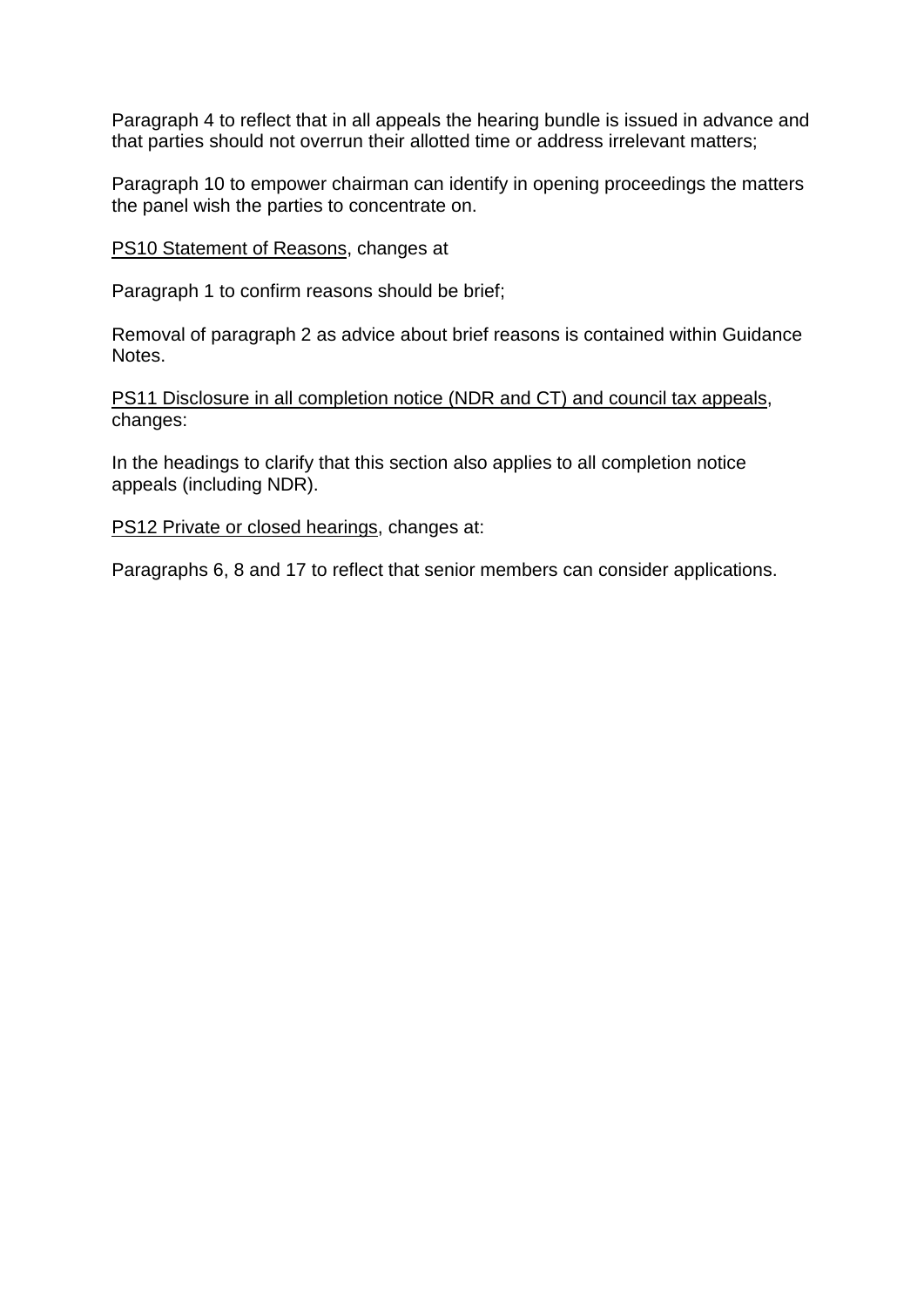Paragraph 4 to reflect that in all appeals the hearing bundle is issued in advance and that parties should not overrun their allotted time or address irrelevant matters;

Paragraph 10 to empower chairman can identify in opening proceedings the matters the panel wish the parties to concentrate on.

<u>PS10 Statement of Reasons</u>, changes at

Paragraph 1 to confirm reasons should be brief;

Removal of paragraph 2 as advice about brief reasons is contained within Guidance Notes.

<u>PS11 Disclosure in all completion notice (NDR and CT) and council tax appeals</u>, changes:

In the headings to clarify that this section also applies to all completion notice appeals (including NDR).

<u>PS12 Private or closed hearings</u>, changes at:

Paragraphs 6, 8 and 17 to reflect that senior members can consider applications.